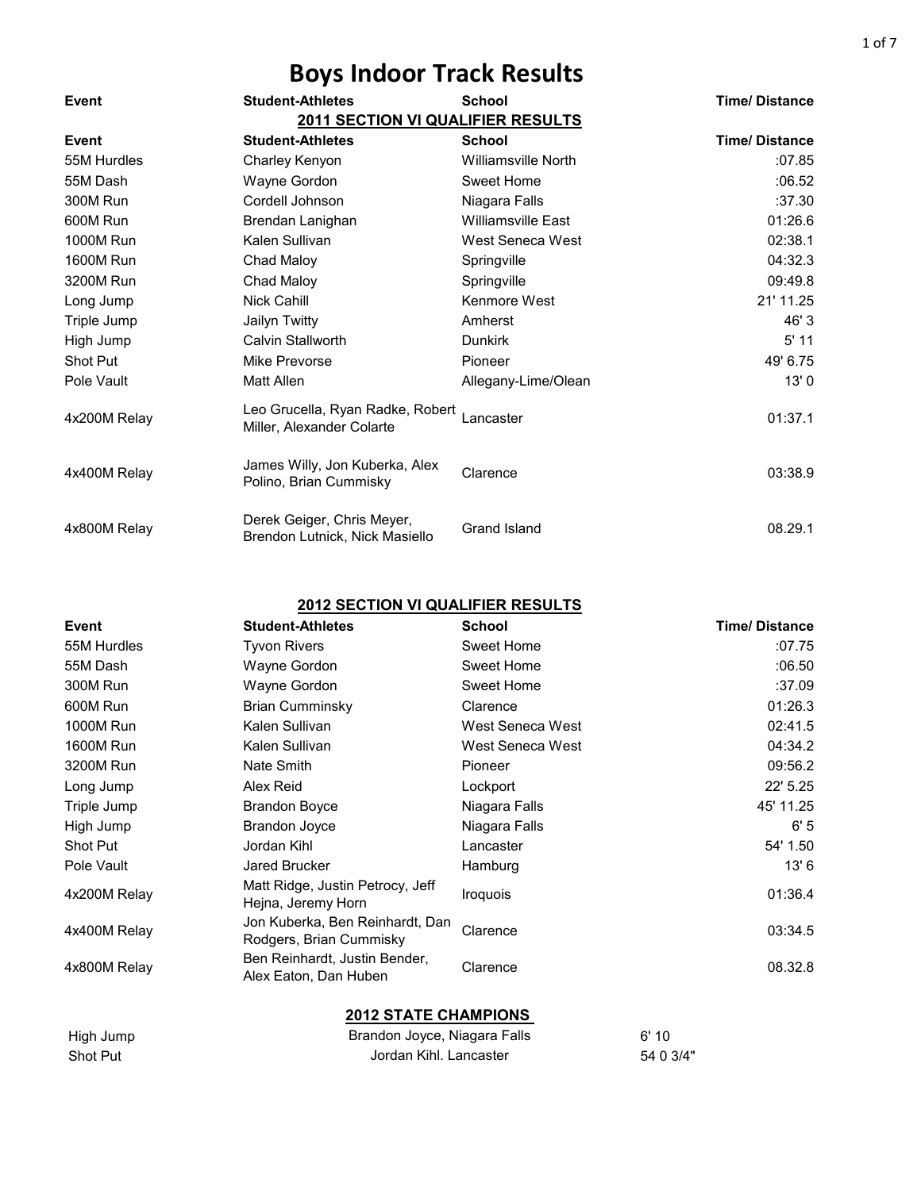# Boys Indoor Track Results

| Event | Student-Athletes | School | Time/ Distance |
|---|---|---|---|

## 2011 SECTION VI QUALIFIER RESULTS

| Event | Student-Athletes | School | Time/ Distance |
|---|---|---|---|
| 55M Hurdles | Charley Kenyon | Williamsville North | :07.85 |
| 55M Dash | Wayne Gordon | Sweet Home | :06.52 |
| 300M Run | Cordell Johnson | Niagara Falls | :37.30 |
| 600M Run | Brendan Lanighan | Williamsville East | 01:26.6 |
| 1000M Run | Kalen Sullivan | West Seneca West | 02:38.1 |
| 1600M Run | Chad Maloy | Springville | 04:32.3 |
| 3200M Run | Chad Maloy | Springville | 09:49.8 |
| Long Jump | Nick Cahill | Kenmore West | 21' 11.25 |
| Triple Jump | Jailyn Twitty | Amherst | 46' 3 |
| High Jump | Calvin Stallworth | Dunkirk | 5' 11 |
| Shot Put | Mike Prevorse | Pioneer | 49' 6.75 |
| Pole Vault | Matt Allen | Allegany-Lime/Olean | 13' 0 |
| 4x200M Relay | Leo Grucella, Ryan Radke, Robert Miller, Alexander Colarte | Lancaster | 01:37.1 |
| 4x400M Relay | James Willy, Jon Kuberka, Alex Polino, Brian Cummisky | Clarence | 03:38.9 |
| 4x800M Relay | Derek Geiger, Chris Meyer, Brendon Lutnick, Nick Masiello | Grand Island | 08.29.1 |

## 2012 SECTION VI QUALIFIER RESULTS

| Event | Student-Athletes | School | Time/ Distance |
|---|---|---|---|
| 55M Hurdles | Tyvon Rivers | Sweet Home | :07.75 |
| 55M Dash | Wayne Gordon | Sweet Home | :06.50 |
| 300M Run | Wayne Gordon | Sweet Home | :37.09 |
| 600M Run | Brian Cumminsky | Clarence | 01:26.3 |
| 1000M Run | Kalen Sullivan | West Seneca West | 02:41.5 |
| 1600M Run | Kalen Sullivan | West Seneca West | 04:34.2 |
| 3200M Run | Nate Smith | Pioneer | 09:56.2 |
| Long Jump | Alex Reid | Lockport | 22' 5.25 |
| Triple Jump | Brandon Boyce | Niagara Falls | 45' 11.25 |
| High Jump | Brandon Joyce | Niagara Falls | 6' 5 |
| Shot Put | Jordan Kihl | Lancaster | 54' 1.50 |
| Pole Vault | Jared Brucker | Hamburg | 13' 6 |
| 4x200M Relay | Matt Ridge, Justin Petrocy, Jeff Hejna, Jeremy Horn | Iroquois | 01:36.4 |
| 4x400M Relay | Jon Kuberka, Ben Reinhardt, Dan Rodgers, Brian Cummisky | Clarence | 03:34.5 |
| 4x800M Relay | Ben Reinhardt, Justin Bender, Alex Eaton, Dan Huben | Clarence | 08.32.8 |

## 2012 STATE CHAMPIONS

| Event | Champion | Result |
|---|---|---|
| High Jump | Brandon Joyce, Niagara Falls | 6' 10 |
| Shot Put | Jordan Kihl. Lancaster | 54 0 3/4" |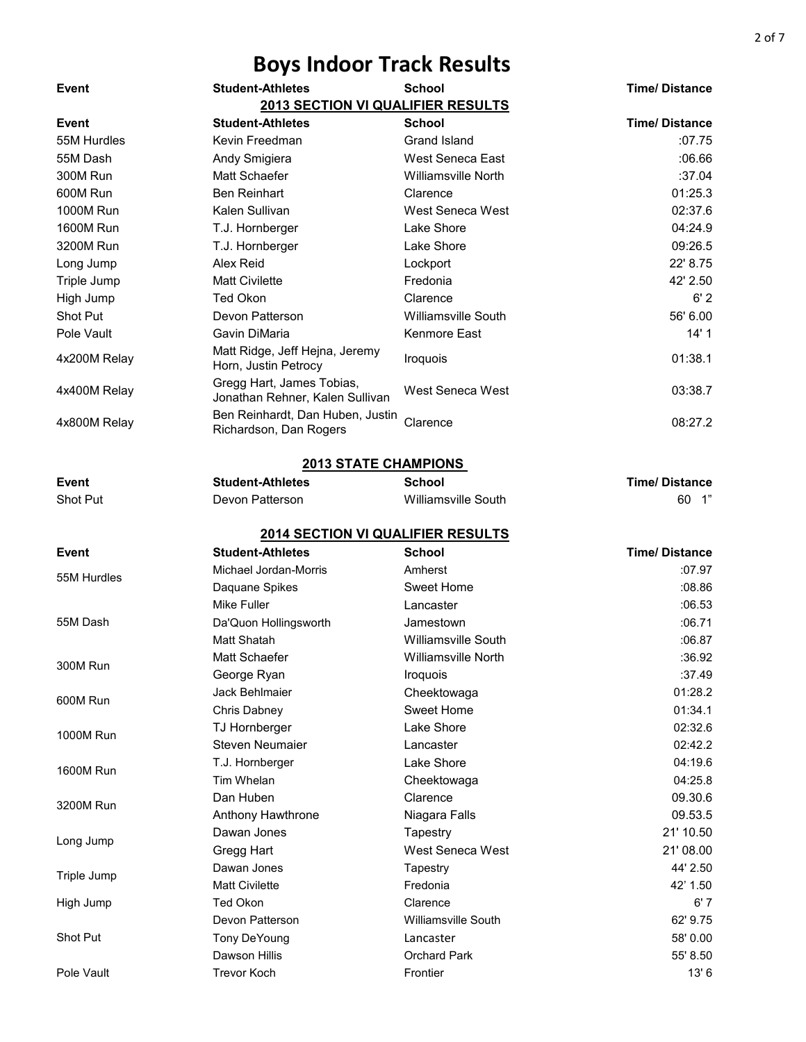# Boys Indoor Track Results

| Event | Student-Athletes | School | Time/ Distance |
|---|---|---|---|

## 2013 SECTION VI QUALIFIER RESULTS

| Event | Student-Athletes | School | Time/ Distance |
|---|---|---|---|
| 55M Hurdles | Kevin Freedman | Grand Island | :07.75 |
| 55M Dash | Andy Smigiera | West Seneca East | :06.66 |
| 300M Run | Matt Schaefer | Williamsville North | :37.04 |
| 600M Run | Ben Reinhart | Clarence | 01:25.3 |
| 1000M Run | Kalen Sullivan | West Seneca West | 02:37.6 |
| 1600M Run | T.J. Hornberger | Lake Shore | 04:24.9 |
| 3200M Run | T.J. Hornberger | Lake Shore | 09:26.5 |
| Long Jump | Alex Reid | Lockport | 22' 8.75 |
| Triple Jump | Matt Civilette | Fredonia | 42' 2.50 |
| High Jump | Ted Okon | Clarence | 6' 2 |
| Shot Put | Devon Patterson | Williamsville South | 56' 6.00 |
| Pole Vault | Gavin DiMaria | Kenmore East | 14' 1 |
| 4x200M Relay | Matt Ridge, Jeff Hejna, Jeremy Horn, Justin Petrocy | Iroquois | 01:38.1 |
| 4x400M Relay | Gregg Hart, James Tobias, Jonathan Rehner, Kalen Sullivan | West Seneca West | 03:38.7 |
| 4x800M Relay | Ben Reinhardt, Dan Huben, Justin Richardson, Dan Rogers | Clarence | 08:27.2 |

## 2013 STATE CHAMPIONS

| Event | Student-Athletes | School | Time/ Distance |
|---|---|---|---|
| Shot Put | Devon Patterson | Williamsville South | 60 1" |

## 2014 SECTION VI QUALIFIER RESULTS

| Event | Student-Athletes | School | Time/ Distance |
|---|---|---|---|
| 55M Hurdles | Michael Jordan-Morris | Amherst | :07.97 |
| | Daquane Spikes | Sweet Home | :08.86 |
| 55M Dash | Mike Fuller | Lancaster | :06.53 |
| | Da'Quon Hollingsworth | Jamestown | :06.71 |
| | Matt Shatah | Williamsville South | :06.87 |
| 300M Run | Matt Schaefer | Williamsville North | :36.92 |
| | George Ryan | Iroquois | :37.49 |
| 600M Run | Jack Behlmaier | Cheektowaga | 01:28.2 |
| | Chris Dabney | Sweet Home | 01:34.1 |
| 1000M Run | TJ Hornberger | Lake Shore | 02:32.6 |
| | Steven Neumaier | Lancaster | 02:42.2 |
| 1600M Run | T.J. Hornberger | Lake Shore | 04:19.6 |
| | Tim Whelan | Cheektowaga | 04:25.8 |
| 3200M Run | Dan Huben | Clarence | 09.30.6 |
| | Anthony Hawthrone | Niagara Falls | 09.53.5 |
| Long Jump | Dawan Jones | Tapestry | 21' 10.50 |
| | Gregg Hart | West Seneca West | 21' 08.00 |
| Triple Jump | Dawan Jones | Tapestry | 44' 2.50 |
| | Matt Civilette | Fredonia | 42' 1.50 |
| High Jump | Ted Okon | Clarence | 6' 7 |
| Shot Put | Devon Patterson | Williamsville South | 62' 9.75 |
| | Tony DeYoung | Lancaster | 58' 0.00 |
| | Dawson Hillis | Orchard Park | 55' 8.50 |
| Pole Vault | Trevor Koch | Frontier | 13' 6 |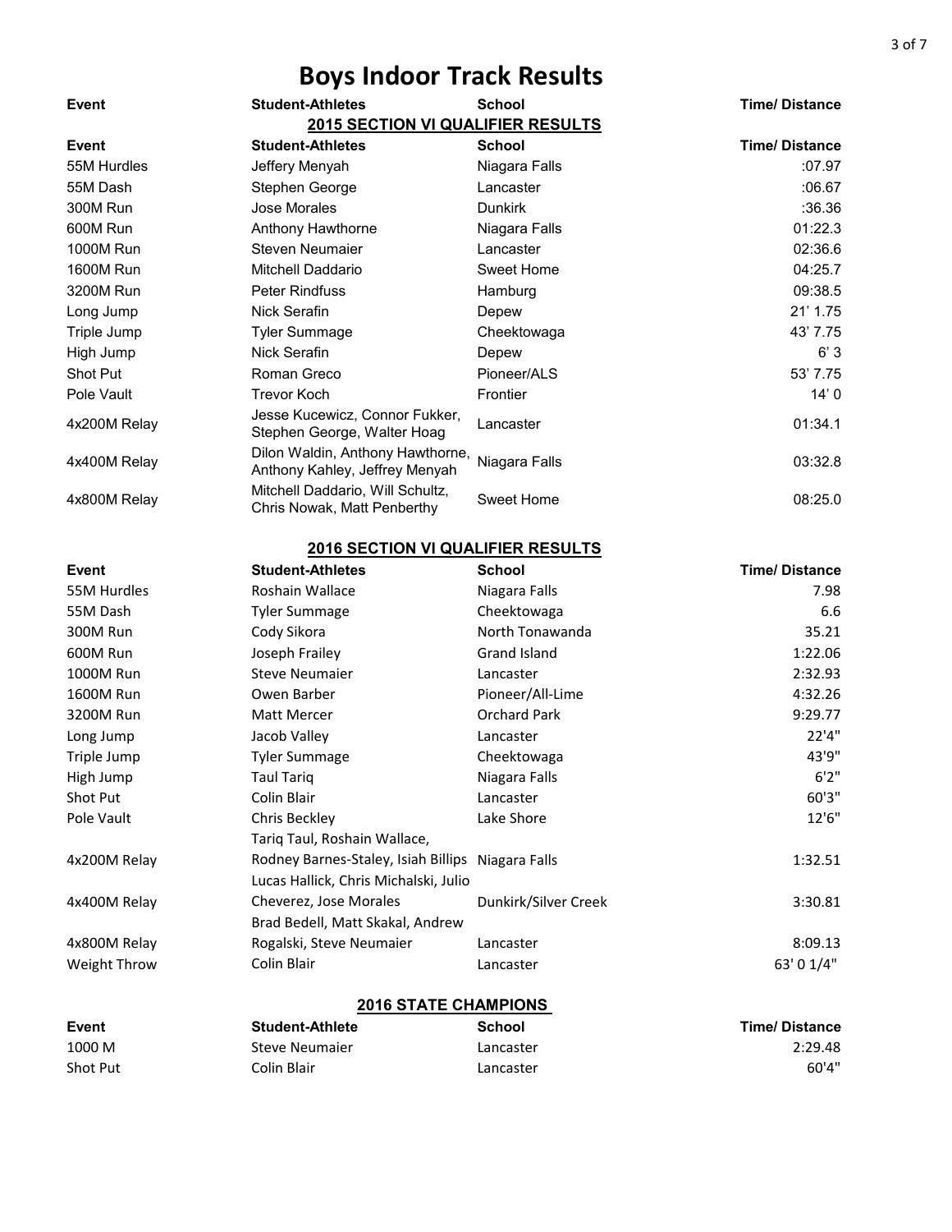# Boys Indoor Track Results

| Event | Student-Athletes | School | Time/ Distance |
|---|---|---|---|

## 2015 SECTION VI QUALIFIER RESULTS

| Event | Student-Athletes | School | Time/ Distance |
|---|---|---|---|
| 55M Hurdles | Jeffery Menyah | Niagara Falls | :07.97 |
| 55M Dash | Stephen George | Lancaster | :06.67 |
| 300M Run | Jose Morales | Dunkirk | :36.36 |
| 600M Run | Anthony Hawthorne | Niagara Falls | 01:22.3 |
| 1000M Run | Steven Neumaier | Lancaster | 02:36.6 |
| 1600M Run | Mitchell Daddario | Sweet Home | 04:25.7 |
| 3200M Run | Peter Rindfuss | Hamburg | 09:38.5 |
| Long Jump | Nick Serafin | Depew | 21' 1.75 |
| Triple Jump | Tyler Summage | Cheektowaga | 43' 7.75 |
| High Jump | Nick Serafin | Depew | 6' 3 |
| Shot Put | Roman Greco | Pioneer/ALS | 53' 7.75 |
| Pole Vault | Trevor Koch | Frontier | 14' 0 |
| 4x200M Relay | Jesse Kucewicz, Connor Fukker, Stephen George, Walter Hoag | Lancaster | 01:34.1 |
| 4x400M Relay | Dilon Waldin, Anthony Hawthorne, Anthony Kahley, Jeffrey Menyah | Niagara Falls | 03:32.8 |
| 4x800M Relay | Mitchell Daddario, Will Schultz, Chris Nowak, Matt Penberthy | Sweet Home | 08:25.0 |

## 2016 SECTION VI QUALIFIER RESULTS

| Event | Student-Athletes | School | Time/ Distance |
|---|---|---|---|
| 55M Hurdles | Roshain Wallace | Niagara Falls | 7.98 |
| 55M Dash | Tyler Summage | Cheektowaga | 6.6 |
| 300M Run | Cody Sikora | North Tonawanda | 35.21 |
| 600M Run | Joseph Frailey | Grand Island | 1:22.06 |
| 1000M Run | Steve Neumaier | Lancaster | 2:32.93 |
| 1600M Run | Owen Barber | Pioneer/All-Lime | 4:32.26 |
| 3200M Run | Matt Mercer | Orchard Park | 9:29.77 |
| Long Jump | Jacob Valley | Lancaster | 22'4" |
| Triple Jump | Tyler Summage | Cheektowaga | 43'9" |
| High Jump | Taul Tariq | Niagara Falls | 6'2" |
| Shot Put | Colin Blair | Lancaster | 60'3" |
| Pole Vault | Chris Beckley | Lake Shore | 12'6" |
| 4x200M Relay | Tariq Taul, Roshain Wallace, Rodney Barnes-Staley, Isiah Billips | Niagara Falls | 1:32.51 |
| 4x400M Relay | Lucas Hallick, Chris Michalski, Julio Cheverez, Jose Morales | Dunkirk/Silver Creek | 3:30.81 |
| 4x800M Relay | Brad Bedell, Matt Skakal, Andrew Rogalski, Steve Neumaier | Lancaster | 8:09.13 |
| Weight Throw | Colin Blair | Lancaster | 63' 0 1/4" |

## 2016 STATE CHAMPIONS

| Event | Student-Athlete | School | Time/ Distance |
|---|---|---|---|
| 1000 M | Steve Neumaier | Lancaster | 2:29.48 |
| Shot Put | Colin Blair | Lancaster | 60'4" |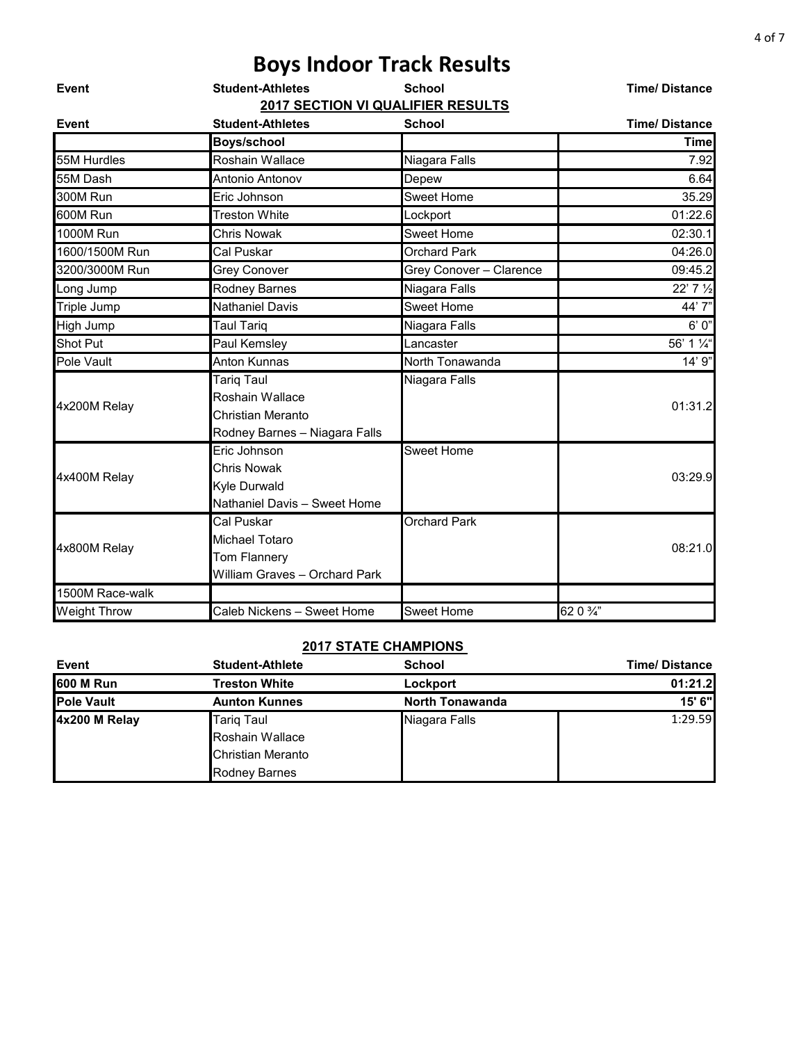# Boys Indoor Track Results

| Event | Student-Athletes | School | Time/ Distance |
|---|---|---|---|

## 2017 SECTION VI QUALIFIER RESULTS

| Event | Student-Athletes | School | Time/ Distance |
|---|---|---|---|
| | Boys/school | | Time |
| 55M Hurdles | Roshain Wallace | Niagara Falls | 7.92 |
| 55M Dash | Antonio Antonov | Depew | 6.64 |
| 300M Run | Eric Johnson | Sweet Home | 35.29 |
| 600M Run | Treston White | Lockport | 01:22.6 |
| 1000M Run | Chris Nowak | Sweet Home | 02:30.1 |
| 1600/1500M Run | Cal Puskar | Orchard Park | 04:26.0 |
| 3200/3000M Run | Grey Conover | Grey Conover – Clarence | 09:45.2 |
| Long Jump | Rodney Barnes | Niagara Falls | 22' 7 ½ |
| Triple Jump | Nathaniel Davis | Sweet Home | 44' 7" |
| High Jump | Taul Tariq | Niagara Falls | 6' 0" |
| Shot Put | Paul Kemsley | Lancaster | 56' 1 ¼" |
| Pole Vault | Anton Kunnas | North Tonawanda | 14' 9" |
| 4x200M Relay | Tariq Taul<br>Roshain Wallace<br>Christian Meranto<br>Rodney Barnes – Niagara Falls | Niagara Falls | 01:31.2 |
| 4x400M Relay | Eric Johnson<br>Chris Nowak<br>Kyle Durwald<br>Nathaniel Davis – Sweet Home | Sweet Home | 03:29.9 |
| 4x800M Relay | Cal Puskar<br>Michael Totaro<br>Tom Flannery<br>William Graves – Orchard Park | Orchard Park | 08:21.0 |
| 1500M Race-walk | | | |
| Weight Throw | Caleb Nickens – Sweet Home | Sweet Home | 62 0 ¾" |

## 2017 STATE CHAMPIONS

| Event | Student-Athlete | School | Time/ Distance |
|---|---|---|---|
| **600 M Run** | **Treston White** | **Lockport** | **01:21.2** |
| **Pole Vault** | **Aunton Kunnes** | **North Tonawanda** | **15' 6"** |
| **4x200 M Relay** | Tariq Taul<br>Roshain Wallace<br>Christian Meranto<br>Rodney Barnes | Niagara Falls | 1:29.59 |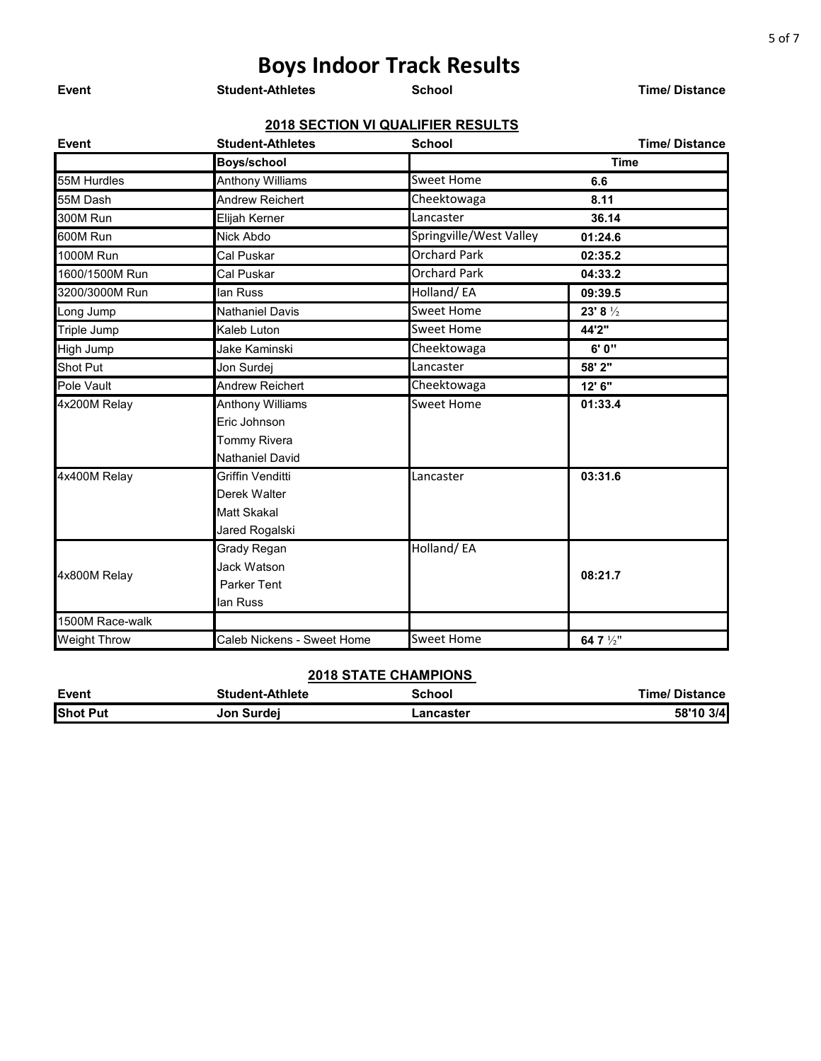# Boys Indoor Track Results

| Event | Student-Athletes | School | Time/ Distance |
|---|---|---|---|

## 2018 SECTION VI QUALIFIER RESULTS

| Event | Student-Athletes | School | Time/ Distance |
|---|---|---|---|
| | **Boys/school** | | **Time** |
| 55M Hurdles | Anthony Williams | Sweet Home | **6.6** |
| 55M Dash | Andrew Reichert | Cheektowaga | **8.11** |
| 300M Run | Elijah Kerner | Lancaster | **36.14** |
| 600M Run | Nick Abdo | Springville/West Valley | **01:24.6** |
| 1000M Run | Cal Puskar | Orchard Park | **02:35.2** |
| 1600/1500M Run | Cal Puskar | Orchard Park | **04:33.2** |
| 3200/3000M Run | Ian Russ | Holland/ EA | **09:39.5** |
| Long Jump | Nathaniel Davis | Sweet Home | **23' 8 ½** |
| Triple Jump | Kaleb Luton | Sweet Home | **44'2"** |
| High Jump | Jake Kaminski | Cheektowaga | **6' 0"** |
| Shot Put | Jon Surdej | Lancaster | **58' 2"** |
| Pole Vault | Andrew Reichert | Cheektowaga | **12' 6"** |
| 4x200M Relay | Anthony Williams<br>Eric Johnson<br>Tommy Rivera<br>Nathaniel David | Sweet Home | **01:33.4** |
| 4x400M Relay | Griffin Venditti<br>Derek Walter<br>Matt Skakal<br>Jared Rogalski | Lancaster | **03:31.6** |
| 4x800M Relay | Grady Regan<br>Jack Watson<br>Parker Tent<br>Ian Russ | Holland/ EA | **08:21.7** |
| 1500M Race-walk | | | |
| Weight Throw | Caleb Nickens - Sweet Home | Sweet Home | **64 7 ½"** |

## 2018 STATE CHAMPIONS

| Event | Student-Athlete | School | Time/ Distance |
|---|---|---|---|
| **Shot Put** | **Jon Surdej** | **Lancaster** | **58'10 3/4** |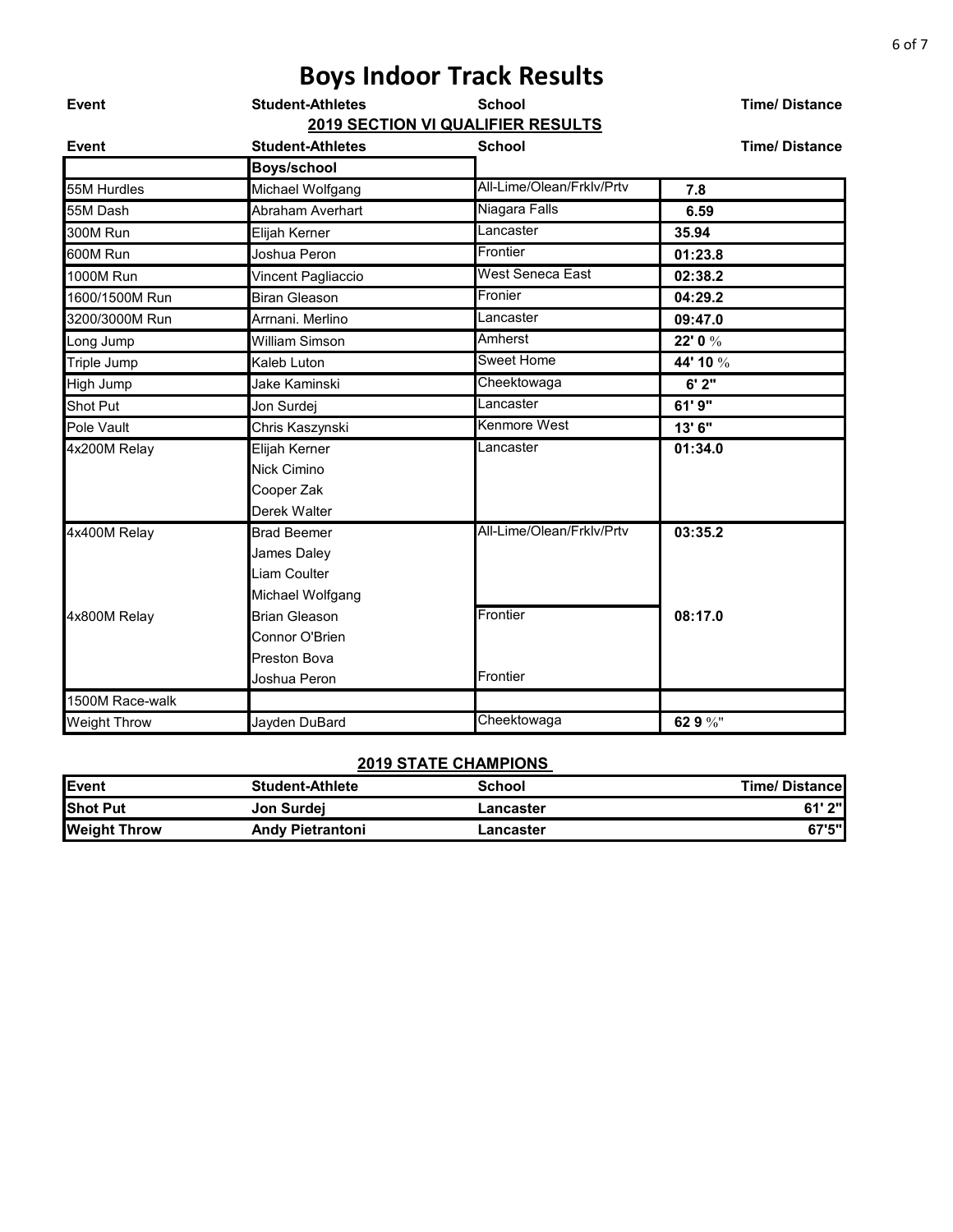# Boys Indoor Track Results

| Event | Student-Athletes | School | Time/ Distance |
|---|---|---|---|

## 2019 SECTION VI QUALIFIER RESULTS

| Event | Student-Athletes | School | Time/ Distance |
|---|---|---|---|
| | **Boys/school** | | |
| 55M Hurdles | Michael Wolfgang | All-Lime/Olean/Frklv/Prtv | **7.8** |
| 55M Dash | Abraham Averhart | Niagara Falls | **6.59** |
| 300M Run | Elijah Kerner | Lancaster | **35.94** |
| 600M Run | Joshua Peron | Frontier | **01:23.8** |
| 1000M Run | Vincent Pagliaccio | West Seneca East | **02:38.2** |
| 1600/1500M Run | Biran Gleason | Fronier | **04:29.2** |
| 3200/3000M Run | Arrnani. Merlino | Lancaster | **09:47.0** |
| Long Jump | William Simson | Amherst | **22' 0 ½** |
| Triple Jump | Kaleb Luton | Sweet Home | **44' 10 ½** |
| High Jump | Jake Kaminski | Cheektowaga | **6' 2"** |
| Shot Put | Jon Surdej | Lancaster | **61' 9"** |
| Pole Vault | Chris Kaszynski | Kenmore West | **13' 6"** |
| 4x200M Relay | Elijah Kerner<br>Nick Cimino<br>Cooper Zak<br>Derek Walter | Lancaster | **01:34.0** |
| 4x400M Relay | Brad Beemer<br>James Daley<br>Liam Coulter<br>Michael Wolfgang | All-Lime/Olean/Frklv/Prtv | **03:35.2** |
| 4x800M Relay | Brian Gleason<br>Connor O'Brien<br>Preston Bova<br>Joshua Peron | Frontier<br><br><br>Frontier | **08:17.0** |
| 1500M Race-walk | | | |
| Weight Throw | Jayden DuBard | Cheektowaga | **62 9 ½"** |

## 2019 STATE CHAMPIONS

| Event | Student-Athlete | School | Time/ Distance |
|---|---|---|---|
| **Shot Put** | **Jon Surdej** | **Lancaster** | **61' 2"** |
| **Weight Throw** | **Andy Pietrantoni** | **Lancaster** | **67'5"** |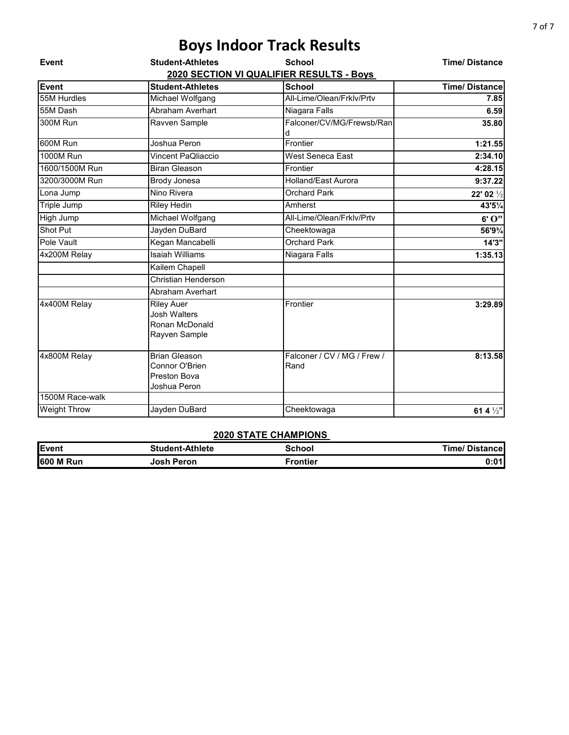# Boys Indoor Track Results

| Event | Student-Athletes | School | Time/ Distance |
|---|---|---|---|

## 2020 SECTION VI QUALIFIER RESULTS - Boys

| Event | Student-Athletes | School | Time/ Distance |
|---|---|---|---|
| 55M Hurdles | Michael Wolfgang | All-Lime/Olean/Frklv/Prtv | **7.85** |
| 55M Dash | Abraham Averhart | Niagara Falls | **6.59** |
| 300M Run | Ravven Sample | Falconer/CV/MG/Frewsb/Rand | **35.80** |
| 600M Run | Joshua Peron | Frontier | **1:21.55** |
| 1000M Run | Vincent PaQliaccio | West Seneca East | **2:34.10** |
| 1600/1500M Run | Biran Gleason | Frontier | **4:28.15** |
| 3200/3000M Run | Brody Jonesa | Holland/East Aurora | **9:37.22** |
| Lona Jump | Nino Rivera | Orchard Park | **22' 02 ½** |
| Triple Jump | Riley Hedin | Amherst | **43'5¼** |
| High Jump | Michael Wolfgang | All-Lime/Olean/Frklv/Prtv | **6' O"** |
| Shot Put | Jayden DuBard | Cheektowaga | **56'9¾** |
| Pole Vault | Kegan Mancabelli | Orchard Park | **14'3"** |
| 4x200M Relay | Isaiah Williams | Niagara Falls | **1:35.13** |
| | Kailem Chapell | | |
| | Christian Henderson | | |
| | Abraham Averhart | | |
| 4x400M Relay | Riley Auer<br>Josh Walters<br>Ronan McDonald<br>Rayven Sample | Frontier | **3:29.89** |
| 4x800M Relay | Brian Gleason<br>Connor O'Brien<br>Preston Bova<br>Joshua Peron | Falconer / CV / MG / Frew / Rand | **8:13.58** |
| 1500M Race-walk | | | |
| Weight Throw | Jayden DuBard | Cheektowaga | **61 4 ½"** |

## 2020 STATE CHAMPIONS

| Event | Student-Athlete | School | Time/ Distance |
|---|---|---|---|
| **600 M Run** | **Josh Peron** | **Frontier** | **0:01** |